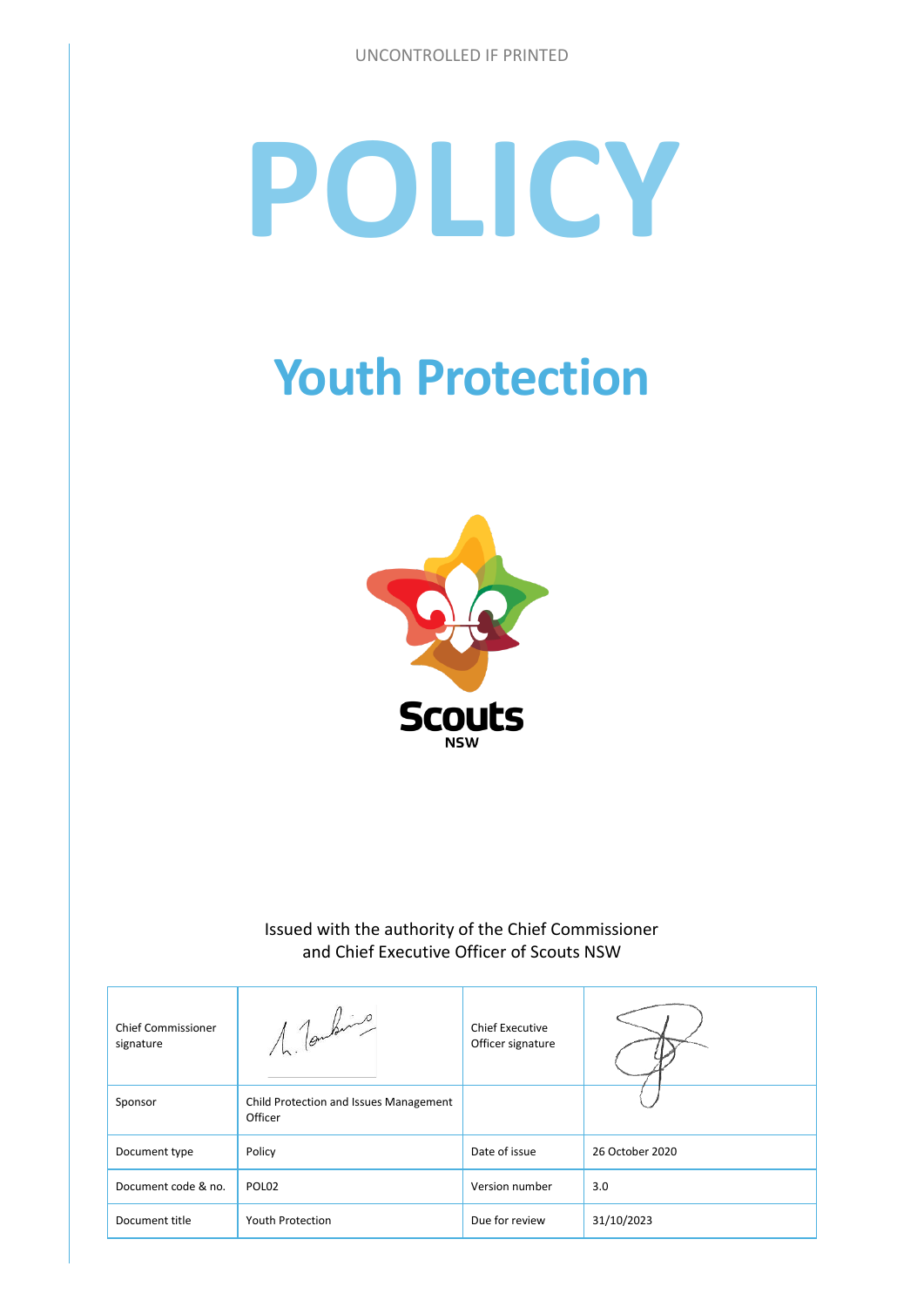UNCONTROLLED IF PRINTED

# POLICY

# Youth Protection

Issued with the authority of the Chief Commissioner and Chief Executive Officer of Scouts NSW

| | | | |
|---|---|---|---|
| Chief Commissioner signature | | Chief Executive Officer signature | |
| Sponsor | Child Protection and Issues Management Officer | | |
| Document type | Policy | Date of issue | 26 October 2020 |
| Document code & no. | POL02 | Version number | 3.0 |
| Document title | Youth Protection | Due for review | 31/10/2023 |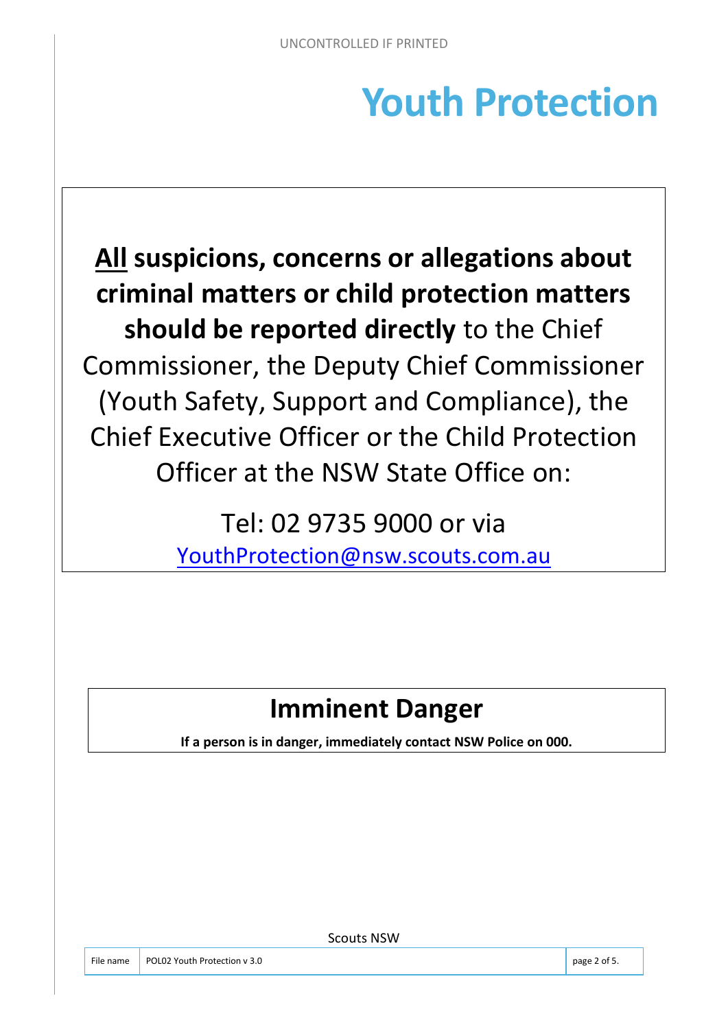# Youth Protection

**<u>All</u> suspicions, concerns or allegations about criminal matters or child protection matters should be reported directly** to the Chief Commissioner, the Deputy Chief Commissioner (Youth Safety, Support and Compliance), the Chief Executive Officer or the Child Protection Officer at the NSW State Office on:

Tel: 02 9735 9000 or via
YouthProtection@nsw.scouts.com.au

## Imminent Danger

**If a person is in danger, immediately contact NSW Police on 000.**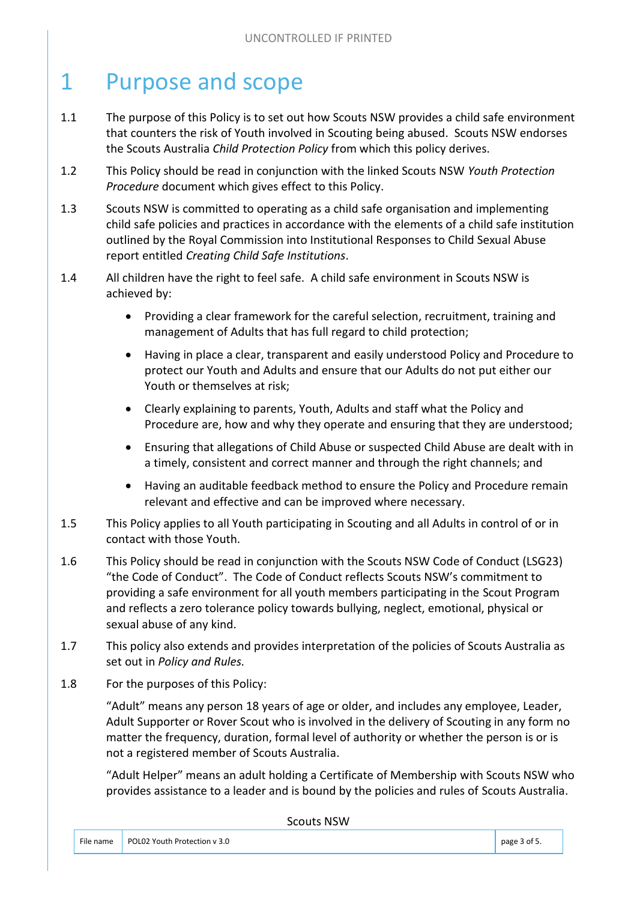# 1 Purpose and scope

1.1 The purpose of this Policy is to set out how Scouts NSW provides a child safe environment that counters the risk of Youth involved in Scouting being abused. Scouts NSW endorses the Scouts Australia *Child Protection Policy* from which this policy derives.

1.2 This Policy should be read in conjunction with the linked Scouts NSW *Youth Protection Procedure* document which gives effect to this Policy.

1.3 Scouts NSW is committed to operating as a child safe organisation and implementing child safe policies and practices in accordance with the elements of a child safe institution outlined by the Royal Commission into Institutional Responses to Child Sexual Abuse report entitled *Creating Child Safe Institutions*.

1.4 All children have the right to feel safe. A child safe environment in Scouts NSW is achieved by:

- Providing a clear framework for the careful selection, recruitment, training and management of Adults that has full regard to child protection;
- Having in place a clear, transparent and easily understood Policy and Procedure to protect our Youth and Adults and ensure that our Adults do not put either our Youth or themselves at risk;
- Clearly explaining to parents, Youth, Adults and staff what the Policy and Procedure are, how and why they operate and ensuring that they are understood;
- Ensuring that allegations of Child Abuse or suspected Child Abuse are dealt with in a timely, consistent and correct manner and through the right channels; and
- Having an auditable feedback method to ensure the Policy and Procedure remain relevant and effective and can be improved where necessary.

1.5 This Policy applies to all Youth participating in Scouting and all Adults in control of or in contact with those Youth.

1.6 This Policy should be read in conjunction with the Scouts NSW Code of Conduct (LSG23) "the Code of Conduct". The Code of Conduct reflects Scouts NSW's commitment to providing a safe environment for all youth members participating in the Scout Program and reflects a zero tolerance policy towards bullying, neglect, emotional, physical or sexual abuse of any kind.

1.7 This policy also extends and provides interpretation of the policies of Scouts Australia as set out in *Policy and Rules.*

1.8 For the purposes of this Policy:

"Adult" means any person 18 years of age or older, and includes any employee, Leader, Adult Supporter or Rover Scout who is involved in the delivery of Scouting in any form no matter the frequency, duration, formal level of authority or whether the person is or is not a registered member of Scouts Australia.

"Adult Helper" means an adult holding a Certificate of Membership with Scouts NSW who provides assistance to a leader and is bound by the policies and rules of Scouts Australia.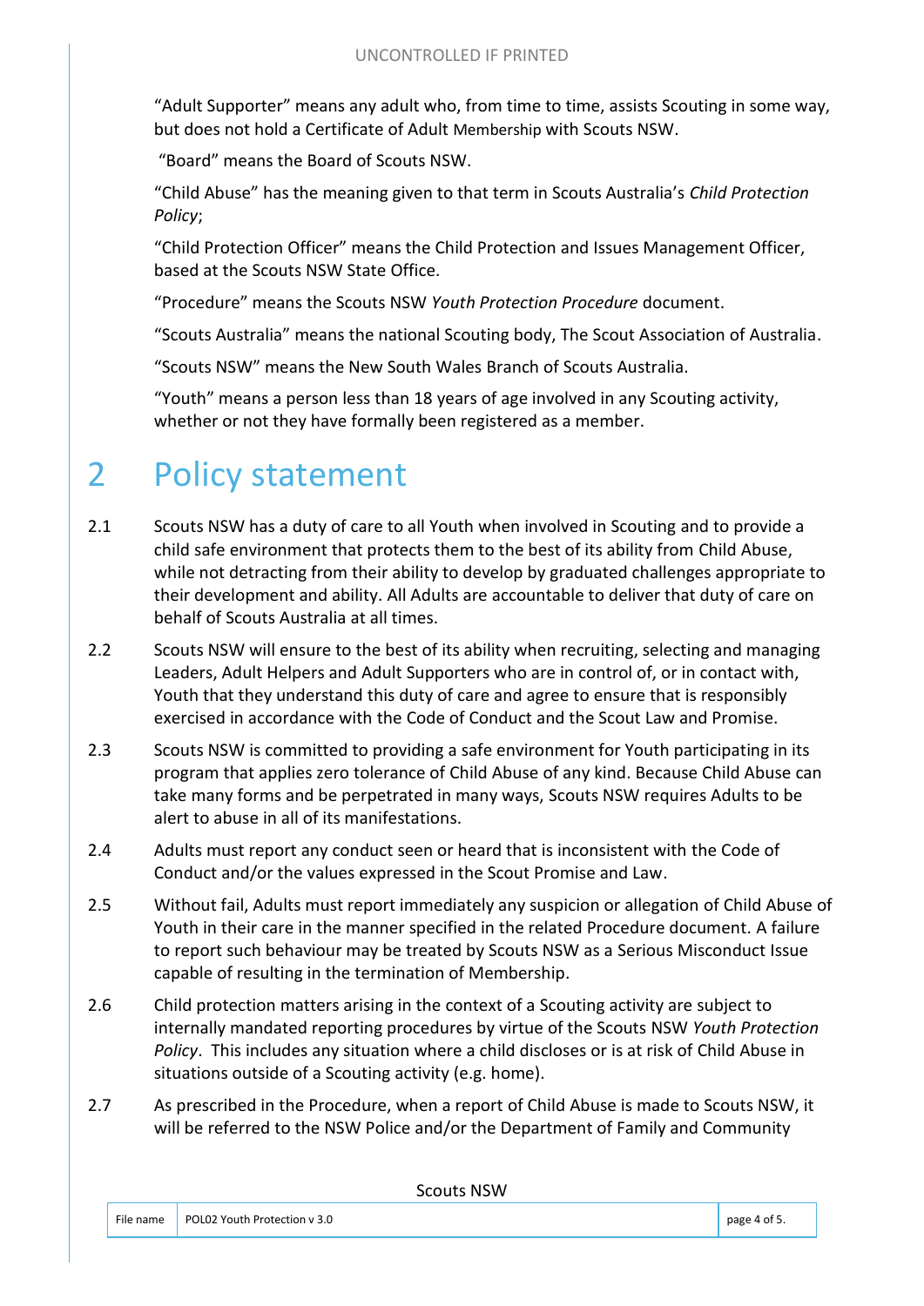"Adult Supporter" means any adult who, from time to time, assists Scouting in some way, but does not hold a Certificate of Adult Membership with Scouts NSW.

"Board" means the Board of Scouts NSW.

"Child Abuse" has the meaning given to that term in Scouts Australia's *Child Protection Policy*;

"Child Protection Officer" means the Child Protection and Issues Management Officer, based at the Scouts NSW State Office.

"Procedure" means the Scouts NSW *Youth Protection Procedure* document.

"Scouts Australia" means the national Scouting body, The Scout Association of Australia.

"Scouts NSW" means the New South Wales Branch of Scouts Australia.

"Youth" means a person less than 18 years of age involved in any Scouting activity, whether or not they have formally been registered as a member.

# 2 Policy statement

2.1 Scouts NSW has a duty of care to all Youth when involved in Scouting and to provide a child safe environment that protects them to the best of its ability from Child Abuse, while not detracting from their ability to develop by graduated challenges appropriate to their development and ability. All Adults are accountable to deliver that duty of care on behalf of Scouts Australia at all times.

2.2 Scouts NSW will ensure to the best of its ability when recruiting, selecting and managing Leaders, Adult Helpers and Adult Supporters who are in control of, or in contact with, Youth that they understand this duty of care and agree to ensure that is responsibly exercised in accordance with the Code of Conduct and the Scout Law and Promise.

2.3 Scouts NSW is committed to providing a safe environment for Youth participating in its program that applies zero tolerance of Child Abuse of any kind. Because Child Abuse can take many forms and be perpetrated in many ways, Scouts NSW requires Adults to be alert to abuse in all of its manifestations.

2.4 Adults must report any conduct seen or heard that is inconsistent with the Code of Conduct and/or the values expressed in the Scout Promise and Law.

2.5 Without fail, Adults must report immediately any suspicion or allegation of Child Abuse of Youth in their care in the manner specified in the related Procedure document. A failure to report such behaviour may be treated by Scouts NSW as a Serious Misconduct Issue capable of resulting in the termination of Membership.

2.6 Child protection matters arising in the context of a Scouting activity are subject to internally mandated reporting procedures by virtue of the Scouts NSW *Youth Protection Policy*. This includes any situation where a child discloses or is at risk of Child Abuse in situations outside of a Scouting activity (e.g. home).

2.7 As prescribed in the Procedure, when a report of Child Abuse is made to Scouts NSW, it will be referred to the NSW Police and/or the Department of Family and Community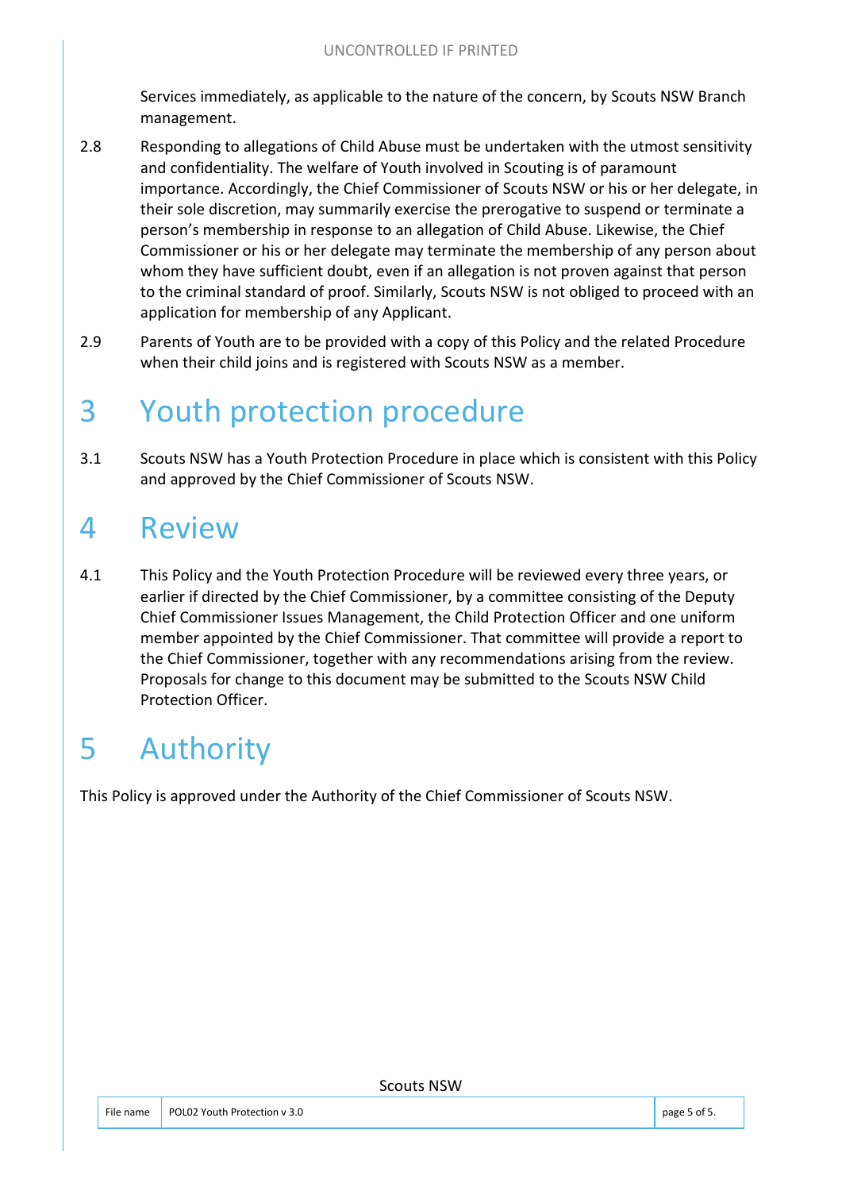Services immediately, as applicable to the nature of the concern, by Scouts NSW Branch management.

2.8 Responding to allegations of Child Abuse must be undertaken with the utmost sensitivity and confidentiality. The welfare of Youth involved in Scouting is of paramount importance. Accordingly, the Chief Commissioner of Scouts NSW or his or her delegate, in their sole discretion, may summarily exercise the prerogative to suspend or terminate a person's membership in response to an allegation of Child Abuse. Likewise, the Chief Commissioner or his or her delegate may terminate the membership of any person about whom they have sufficient doubt, even if an allegation is not proven against that person to the criminal standard of proof. Similarly, Scouts NSW is not obliged to proceed with an application for membership of any Applicant.

2.9 Parents of Youth are to be provided with a copy of this Policy and the related Procedure when their child joins and is registered with Scouts NSW as a member.

# 3 Youth protection procedure

3.1 Scouts NSW has a Youth Protection Procedure in place which is consistent with this Policy and approved by the Chief Commissioner of Scouts NSW.

# 4 Review

4.1 This Policy and the Youth Protection Procedure will be reviewed every three years, or earlier if directed by the Chief Commissioner, by a committee consisting of the Deputy Chief Commissioner Issues Management, the Child Protection Officer and one uniform member appointed by the Chief Commissioner. That committee will provide a report to the Chief Commissioner, together with any recommendations arising from the review. Proposals for change to this document may be submitted to the Scouts NSW Child Protection Officer.

# 5 Authority

This Policy is approved under the Authority of the Chief Commissioner of Scouts NSW.